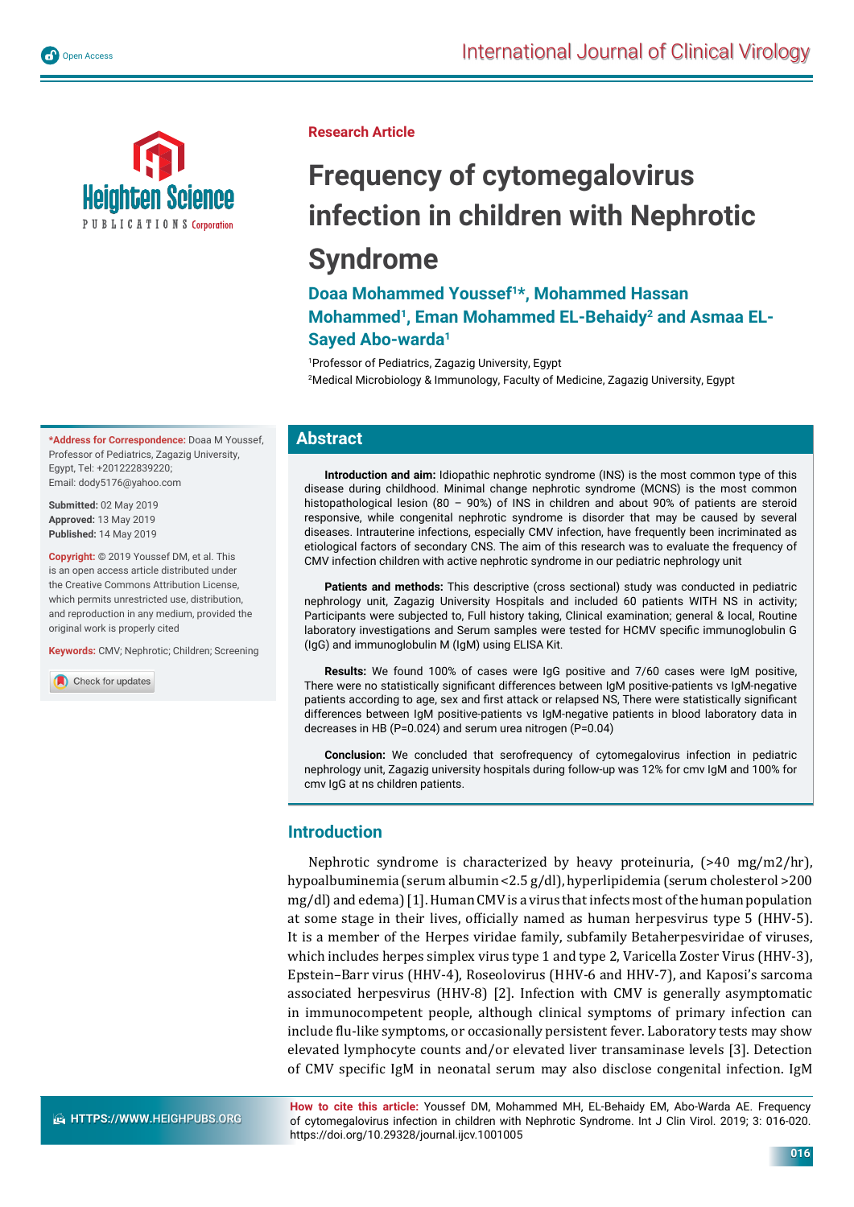Research Article

# Frequency of cytomegalovirus infection in children with Nephrotic Syndrome

**Doaa Mohammed Youssef[1]\*, Mohammed Hassan Mohammed[1], Eman Mohammed EL-Behaidy[2] and Asmaa EL-Sayed Abo-warda[1]**

[1]Professor of Pediatrics, Zagazig University, Egypt

[2]Medical Microbiology & Immunology, Faculty of Medicine, Zagazig University, Egypt

**\*Address for Correspondence:** Doaa M Youssef, Professor of Pediatrics, Zagazig University, Egypt, Tel: +201222839220; Email: dody5176@yahoo.com

**Submitted:** 02 May 2019
**Approved:** 13 May 2019
**Published:** 14 May 2019

**Copyright:** © 2019 Youssef DM, et al. This is an open access article distributed under the Creative Commons Attribution License, which permits unrestricted use, distribution, and reproduction in any medium, provided the original work is properly cited

**Keywords:** CMV; Nephrotic; Children; Screening

## Abstract

**Introduction and aim:** Idiopathic nephrotic syndrome (INS) is the most common type of this disease during childhood. Minimal change nephrotic syndrome (MCNS) is the most common histopathological lesion (80 – 90%) of INS in children and about 90% of patients are steroid responsive, while congenital nephrotic syndrome is disorder that may be caused by several diseases. Intrauterine infections, especially CMV infection, have frequently been incriminated as etiological factors of secondary CNS. The aim of this research was to evaluate the frequency of CMV infection children with active nephrotic syndrome in our pediatric nephrology unit

**Patients and methods:** This descriptive (cross sectional) study was conducted in pediatric nephrology unit, Zagazig University Hospitals and included 60 patients WITH NS in activity; Participants were subjected to, Full history taking, Clinical examination; general & local, Routine laboratory investigations and Serum samples were tested for HCMV specific immunoglobulin G (IgG) and immunoglobulin M (IgM) using ELISA Kit.

**Results:** We found 100% of cases were IgG positive and 7/60 cases were IgM positive, There were no statistically significant differences between IgM positive-patients vs IgM-negative patients according to age, sex and first attack or relapsed NS, There were statistically significant differences between IgM positive-patients vs IgM-negative patients in blood laboratory data in decreases in HB (P=0.024) and serum urea nitrogen (P=0.04)

**Conclusion:** We concluded that serofrequency of cytomegalovirus infection in pediatric nephrology unit, Zagazig university hospitals during follow-up was 12% for cmv IgM and 100% for cmv IgG at ns children patients.

## Introduction

Nephrotic syndrome is characterized by heavy proteinuria, (>40 mg/m2/hr), hypoalbuminemia (serum albumin <2.5 g/dl), hyperlipidemia (serum cholesterol >200 mg/dl) and edema) [1]. Human CMV is a virus that infects most of the human population at some stage in their lives, officially named as human herpesvirus type 5 (HHV-5). It is a member of the Herpes viridae family, subfamily Betaherpesviridae of viruses, which includes herpes simplex virus type 1 and type 2, Varicella Zoster Virus (HHV-3), Epstein–Barr virus (HHV-4), Roseolovirus (HHV-6 and HHV-7), and Kaposi's sarcoma associated herpesvirus (HHV-8) [2]. Infection with CMV is generally asymptomatic in immunocompetent people, although clinical symptoms of primary infection can include flu-like symptoms, or occasionally persistent fever. Laboratory tests may show elevated lymphocyte counts and/or elevated liver transaminase levels [3]. Detection of CMV specific IgM in neonatal serum may also disclose congenital infection. IgM

**How to cite this article:** Youssef DM, Mohammed MH, EL-Behaidy EM, Abo-Warda AE. Frequency of cytomegalovirus infection in children with Nephrotic Syndrome. Int J Clin Virol. 2019; 3: 016-020. https://doi.org/10.29328/journal.ijcv.1001005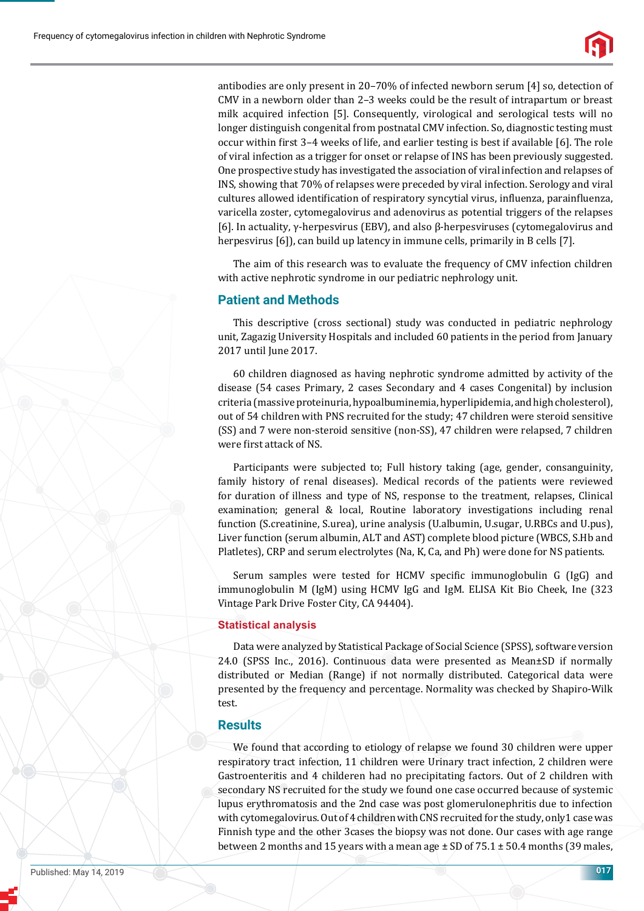antibodies are only present in 20–70% of infected newborn serum [4] so, detection of CMV in a newborn older than 2–3 weeks could be the result of intrapartum or breast milk acquired infection [5]. Consequently, virological and serological tests will no longer distinguish congenital from postnatal CMV infection. So, diagnostic testing must occur within first 3–4 weeks of life, and earlier testing is best if available [6]. The role of viral infection as a trigger for onset or relapse of INS has been previously suggested. One prospective study has investigated the association of viral infection and relapses of INS, showing that 70% of relapses were preceded by viral infection. Serology and viral cultures allowed identification of respiratory syncytial virus, influenza, parainfluenza, varicella zoster, cytomegalovirus and adenovirus as potential triggers of the relapses [6]. In actuality, γ-herpesvirus (EBV), and also β-herpesviruses (cytomegalovirus and herpesvirus [6]), can build up latency in immune cells, primarily in B cells [7].

The aim of this research was to evaluate the frequency of CMV infection children with active nephrotic syndrome in our pediatric nephrology unit.

## Patient and Methods

This descriptive (cross sectional) study was conducted in pediatric nephrology unit, Zagazig University Hospitals and included 60 patients in the period from January 2017 until June 2017.

60 children diagnosed as having nephrotic syndrome admitted by activity of the disease (54 cases Primary, 2 cases Secondary and 4 cases Congenital) by inclusion criteria (massive proteinuria, hypoalbuminemia, hyperlipidemia, and high cholesterol), out of 54 children with PNS recruited for the study; 47 children were steroid sensitive (SS) and 7 were non-steroid sensitive (non-SS), 47 children were relapsed, 7 children were first attack of NS.

Participants were subjected to; Full history taking (age, gender, consanguinity, family history of renal diseases). Medical records of the patients were reviewed for duration of illness and type of NS, response to the treatment, relapses, Clinical examination; general & local, Routine laboratory investigations including renal function (S.creatinine, S.urea), urine analysis (U.albumin, U.sugar, U.RBCs and U.pus), Liver function (serum albumin, ALT and AST) complete blood picture (WBCS, S.Hb and Platletes), CRP and serum electrolytes (Na, K, Ca, and Ph) were done for NS patients.

Serum samples were tested for HCMV specific immunoglobulin G (IgG) and immunoglobulin M (IgM) using HCMV IgG and IgM. ELISA Kit Bio Cheek, Ine (323 Vintage Park Drive Foster City, CA 94404).

### Statistical analysis

Data were analyzed by Statistical Package of Social Science (SPSS), software version 24.0 (SPSS Inc., 2016). Continuous data were presented as Mean±SD if normally distributed or Median (Range) if not normally distributed. Categorical data were presented by the frequency and percentage. Normality was checked by Shapiro-Wilk test.

## Results

We found that according to etiology of relapse we found 30 children were upper respiratory tract infection, 11 children were Urinary tract infection, 2 children were Gastroenteritis and 4 childeren had no precipitating factors. Out of 2 children with secondary NS recruited for the study we found one case occurred because of systemic lupus erythromatosis and the 2nd case was post glomerulonephritis due to infection with cytomegalovirus. Out of 4 children with CNS recruited for the study, only1 case was Finnish type and the other 3cases the biopsy was not done. Our cases with age range between 2 months and 15 years with a mean age ± SD of 75.1 ± 50.4 months (39 males,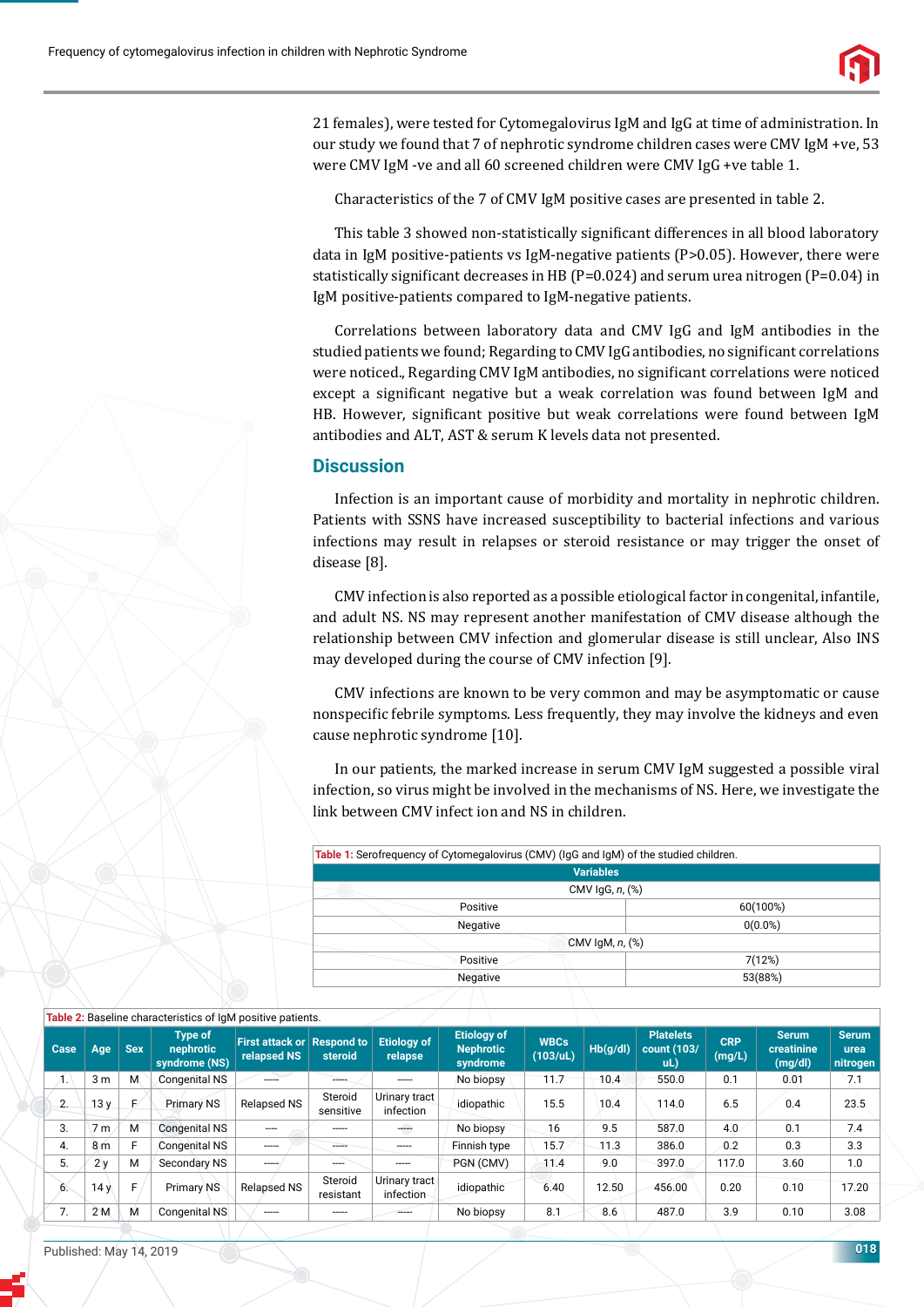21 females), were tested for Cytomegalovirus IgM and IgG at time of administration. In our study we found that 7 of nephrotic syndrome children cases were CMV IgM +ve, 53 were CMV IgM -ve and all 60 screened children were CMV IgG +ve table 1.

Characteristics of the 7 of CMV IgM positive cases are presented in table 2.

This table 3 showed non-statistically significant differences in all blood laboratory data in IgM positive-patients vs IgM-negative patients (P>0.05). However, there were statistically significant decreases in HB (P=0.024) and serum urea nitrogen (P=0.04) in IgM positive-patients compared to IgM-negative patients.

Correlations between laboratory data and CMV IgG and IgM antibodies in the studied patients we found; Regarding to CMV IgG antibodies, no significant correlations were noticed., Regarding CMV IgM antibodies, no significant correlations were noticed except a significant negative but a weak correlation was found between IgM and HB. However, significant positive but weak correlations were found between IgM antibodies and ALT, AST & serum K levels data not presented.

## Discussion

Infection is an important cause of morbidity and mortality in nephrotic children. Patients with SSNS have increased susceptibility to bacterial infections and various infections may result in relapses or steroid resistance or may trigger the onset of disease [8].

CMV infection is also reported as a possible etiological factor in congenital, infantile, and adult NS. NS may represent another manifestation of CMV disease although the relationship between CMV infection and glomerular disease is still unclear, Also INS may developed during the course of CMV infection [9].

CMV infections are known to be very common and may be asymptomatic or cause nonspecific febrile symptoms. Less frequently, they may involve the kidneys and even cause nephrotic syndrome [10].

In our patients, the marked increase in serum CMV IgM suggested a possible viral infection, so virus might be involved in the mechanisms of NS. Here, we investigate the link between CMV infect ion and NS in children.

**Table 1:** Serofrequency of Cytomegalovirus (CMV) (IgG and IgM) of the studied children.

| Variables | |
|---|---|
| CMV IgG, *n*, (%) | |
| Positive | 60(100%) |
| Negative | 0(0.0%) |
| CMV IgM, *n*, (%) | |
| Positive | 7(12%) |
| Negative | 53(88%) |

**Table 2:** Baseline characteristics of IgM positive patients.

| Case | Age | Sex | Type of nephrotic syndrome (NS) | First attack or relapsed NS | Respond to steroid | Etiology of relapse | Etiology of Nephrotic syndrome | WBCs (103/uL) | Hb(g/dl) | Platelets count (103/uL) | CRP (mg/L) | Serum creatinine (mg/dl) | Serum urea nitrogen |
|---|---|---|---|---|---|---|---|---|---|---|---|---|---|
| 1. | 3 m | M | Congenital NS | ----- | ----- | ----- | No biopsy | 11.7 | 10.4 | 550.0 | 0.1 | 0.01 | 7.1 |
| 2. | 13 y | F | Primary NS | Relapsed NS | Steroid sensitive | Urinary tract infection | idiopathic | 15.5 | 10.4 | 114.0 | 6.5 | 0.4 | 23.5 |
| 3. | 7 m | M | Congenital NS | ---- | ----- | ----- | No biopsy | 16 | 9.5 | 587.0 | 4.0 | 0.1 | 7.4 |
| 4. | 8 m | F | Congenital NS | ----- | ----- | ----- | Finnish type | 15.7 | 11.3 | 386.0 | 0.2 | 0.3 | 3.3 |
| 5. | 2 y | M | Secondary NS | ----- | ---- | ----- | PGN (CMV) | 11.4 | 9.0 | 397.0 | 117.0 | 3.60 | 1.0 |
| 6. | 14 y | F | Primary NS | Relapsed NS | Steroid resistant | Urinary tract infection | idiopathic | 6.40 | 12.50 | 456.00 | 0.20 | 0.10 | 17.20 |
| 7. | 2 M | M | Congenital NS | ----- | ----- | ----- | No biopsy | 8.1 | 8.6 | 487.0 | 3.9 | 0.10 | 3.08 |

Published: May 14, 2019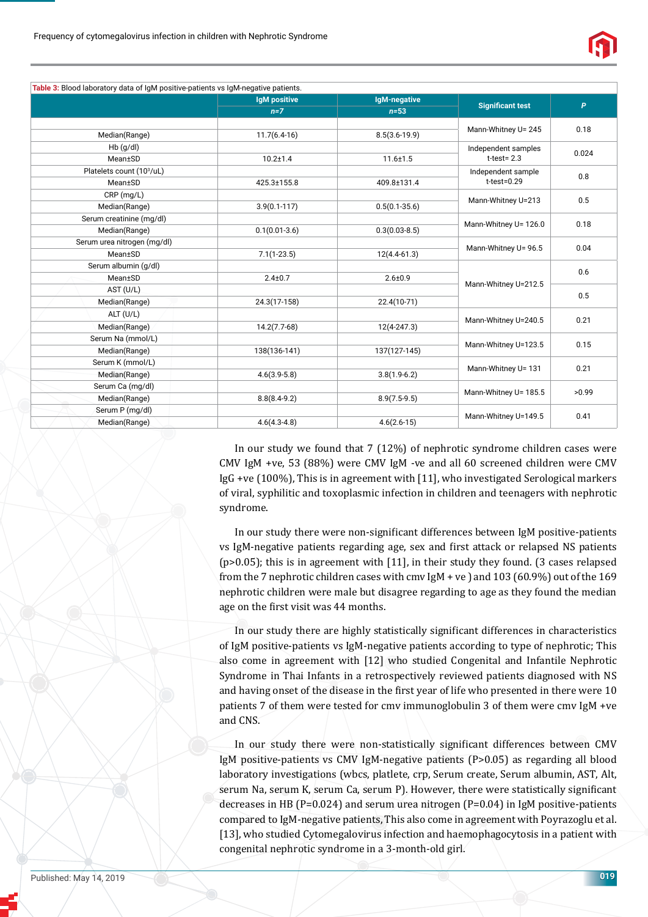**Table 3:** Blood laboratory data of IgM positive-patients vs IgM-negative patients.

| | IgM positive *n=7* | IgM-negative *n=53* | Significant test | P |
|---|---|---|---|---|
| Median(Range) | 11.7(6.4-16) | 8.5(3.6-19.9) | Mann-Whitney U= 245 | 0.18 |
| Hb (g/dl) | | | Independent samples t-test= 2.3 | 0.024 |
| Mean±SD | 10.2±1.4 | 11.6±1.5 | | |
| Platelets count ($10^3$/uL) | | | Independent sample t-test=0.29 | 0.8 |
| Mean±SD | 425.3±155.8 | 409.8±131.4 | | |
| CRP (mg/L) | | | Mann-Whitney U=213 | 0.5 |
| Median(Range) | 3.9(0.1-117) | 0.5(0.1-35.6) | | |
| Serum creatinine (mg/dl) | | | Mann-Whitney U= 126.0 | 0.18 |
| Median(Range) | 0.1(0.01-3.6) | 0.3(0.03-8.5) | | |
| Serum urea nitrogen (mg/dl) | | | Mann-Whitney U= 96.5 | 0.04 |
| Mean±SD | 7.1(1-23.5) | 12(4.4-61.3) | | |
| Serum albumin (g/dl) | | | Mann-Whitney U=212.5 | 0.6 |
| Mean±SD | 2.4±0.7 | 2.6±0.9 | | |
| AST (U/L) | | | | 0.5 |
| Median(Range) | 24.3(17-158) | 22.4(10-71) | | |
| ALT (U/L) | | | Mann-Whitney U=240.5 | 0.21 |
| Median(Range) | 14.2(7.7-68) | 12(4-247.3) | | |
| Serum Na (mmol/L) | | | Mann-Whitney U=123.5 | 0.15 |
| Median(Range) | 138(136-141) | 137(127-145) | | |
| Serum K (mmol/L) | | | Mann-Whitney U= 131 | 0.21 |
| Median(Range) | 4.6(3.9-5.8) | 3.8(1.9-6.2) | | |
| Serum Ca (mg/dl) | | | Mann-Whitney U= 185.5 | >0.99 |
| Median(Range) | 8.8(8.4-9.2) | 8.9(7.5-9.5) | | |
| Serum P (mg/dl) | | | Mann-Whitney U=149.5 | 0.41 |
| Median(Range) | 4.6(4.3-4.8) | 4.6(2.6-15) | | |

In our study we found that 7 (12%) of nephrotic syndrome children cases were CMV IgM +ve, 53 (88%) were CMV IgM -ve and all 60 screened children were CMV IgG +ve (100%), This is in agreement with [11], who investigated Serological markers of viral, syphilitic and toxoplasmic infection in children and teenagers with nephrotic syndrome.

In our study there were non-significant differences between IgM positive-patients vs IgM-negative patients regarding age, sex and first attack or relapsed NS patients (p>0.05); this is in agreement with [11], in their study they found. (3 cases relapsed from the 7 nephrotic children cases with cmv IgM + ve ) and 103 (60.9%) out of the 169 nephrotic children were male but disagree regarding to age as they found the median age on the first visit was 44 months.

In our study there are highly statistically significant differences in characteristics of IgM positive-patients vs IgM-negative patients according to type of nephrotic; This also come in agreement with [12] who studied Congenital and Infantile Nephrotic Syndrome in Thai Infants in a retrospectively reviewed patients diagnosed with NS and having onset of the disease in the first year of life who presented in there were 10 patients 7 of them were tested for cmv immunoglobulin 3 of them were cmv IgM +ve and CNS.

In our study there were non-statistically significant differences between CMV IgM positive-patients vs CMV IgM-negative patients (P>0.05) as regarding all blood laboratory investigations (wbcs, platlete, crp, Serum create, Serum albumin, AST, Alt, serum Na, serum K, serum Ca, serum P). However, there were statistically significant decreases in HB (P=0.024) and serum urea nitrogen (P=0.04) in IgM positive-patients compared to IgM-negative patients, This also come in agreement with Poyrazoglu et al. [13], who studied Cytomegalovirus infection and haemophagocytosis in a patient with congenital nephrotic syndrome in a 3-month-old girl.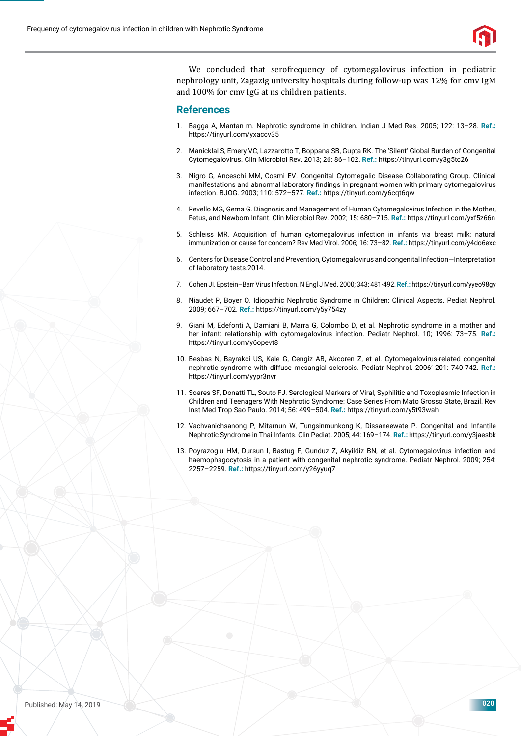We concluded that serofrequency of cytomegalovirus infection in pediatric nephrology unit, Zagazig university hospitals during follow-up was 12% for cmv IgM and 100% for cmv IgG at ns children patients.

## References

1. Bagga A, Mantan m. Nephrotic syndrome in children. Indian J Med Res. 2005; 122: 13–28. **Ref.:** https://tinyurl.com/yxaccv35
2. Manicklal S, Emery VC, Lazzarotto T, Boppana SB, Gupta RK. The 'Silent' Global Burden of Congenital Cytomegalovirus. Clin Microbiol Rev. 2013; 26: 86–102. **Ref.:** https://tinyurl.com/y3g5tc26
3. Nigro G, Anceschi MM, Cosmi EV. Congenital Cytomegalic Disease Collaborating Group. Clinical manifestations and abnormal laboratory findings in pregnant women with primary cytomegalovirus infection. BJOG. 2003; 110: 572–577. **Ref.:** https://tinyurl.com/y6cqt6qw
4. Revello MG, Gerna G. Diagnosis and Management of Human Cytomegalovirus Infection in the Mother, Fetus, and Newborn Infant. Clin Microbiol Rev. 2002; 15: 680–715. **Ref.:** https://tinyurl.com/yxf5z66n
5. Schleiss MR. Acquisition of human cytomegalovirus infection in infants via breast milk: natural immunization or cause for concern? Rev Med Virol. 2006; 16: 73–82. **Ref.:** https://tinyurl.com/y4do6exc
6. Centers for Disease Control and Prevention, Cytomegalovirus and congenital Infection—Interpretation of laboratory tests.2014.
7. Cohen JI. Epstein–Barr Virus Infection. N Engl J Med. 2000; 343: 481-492. **Ref.:** https://tinyurl.com/yyeo98gy
8. Niaudet P, Boyer O. Idiopathic Nephrotic Syndrome in Children: Clinical Aspects. Pediat Nephrol. 2009; 667–702. **Ref.:** https://tinyurl.com/y5y754zy
9. Giani M, Edefonti A, Damiani B, Marra G, Colombo D, et al. Nephrotic syndrome in a mother and her infant: relationship with cytomegalovirus infection. Pediatr Nephrol. 10; 1996: 73–75. **Ref.:** https://tinyurl.com/y6opevt8
10. Besbas N, Bayrakci US, Kale G, Cengiz AB, Akcoren Z, et al. Cytomegalovirus-related congenital nephrotic syndrome with diffuse mesangial sclerosis. Pediatr Nephrol. 2006' 201: 740-742. **Ref.:** https://tinyurl.com/yypr3nvr
11. Soares SF, Donatti TL, Souto FJ. Serological Markers of Viral, Syphilitic and Toxoplasmic Infection in Children and Teenagers With Nephrotic Syndrome: Case Series From Mato Grosso State, Brazil. Rev Inst Med Trop Sao Paulo. 2014; 56: 499–504. **Ref.:** https://tinyurl.com/y5t93wah
12. Vachvanichsanong P, Mitarnun W, Tungsinmunkong K, Dissaneewate P. Congenital and Infantile Nephrotic Syndrome in Thai Infants. Clin Pediat. 2005; 44: 169–174. **Ref.:** https://tinyurl.com/y3jaesbk
13. Poyrazoglu HM, Dursun I, Bastug F, Gunduz Z, Akyildiz BN, et al. Cytomegalovirus infection and haemophagocytosis in a patient with congenital nephrotic syndrome. Pediatr Nephrol. 2009; 254: 2257–2259. **Ref.:** https://tinyurl.com/y26yyuq7